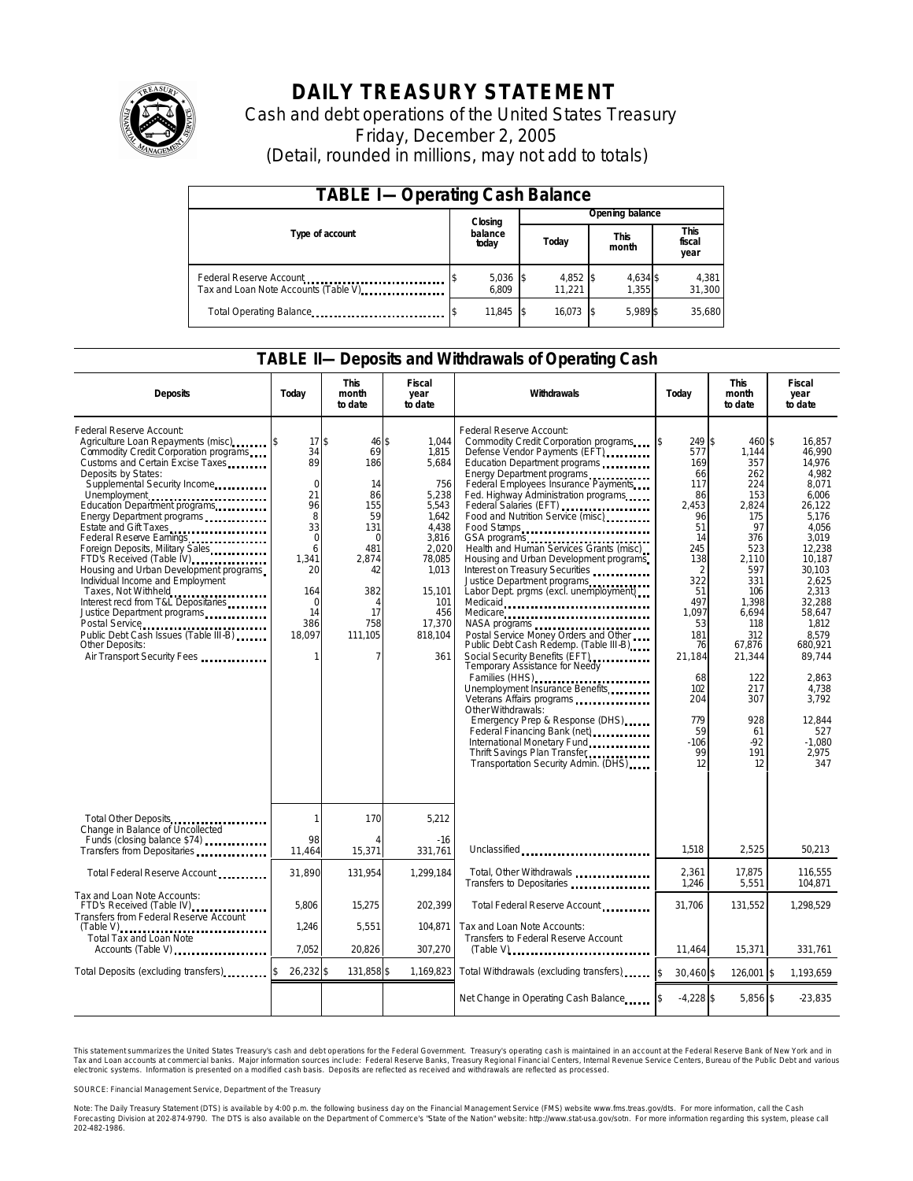# DAILY TREASURY STATEMENT

Cash and debt operations of the United States Treasury

Friday, December 2, 2005

(Detail, rounded in millions, may not add to totals)

## TABLE I—Operating Cash Balance

| Type of account | Closing balance today | Opening balance Today | Opening balance This month | Opening balance This fiscal year |
|---|---|---|---|---|
| Federal Reserve Account | $ 5,036 | $ 4,852 | $ 4,634 | $ 4,381 |
| Tax and Loan Note Accounts (Table V) | 6,809 | 11,221 | 1,355 | 31,300 |
| Total Operating Balance | $ 11,845 | $ 16,073 | $ 5,989 | $ 35,680 |

## TABLE II—Deposits and Withdrawals of Operating Cash

| Deposits | Today | This month to date | Fiscal year to date |
|---|---|---|---|
| Federal Reserve Account: | | | |
| Agriculture Loan Repayments (misc) | $ 17 | $ 46 | $ 1,044 |
| Commodity Credit Corporation programs | 34 | 69 | 1,815 |
| Customs and Certain Excise Taxes | 89 | 186 | 5,684 |
| Deposits by States: | | | |
| Supplemental Security Income | 0 | 14 | 756 |
| Unemployment | 21 | 86 | 5,238 |
| Education Department programs | 96 | 155 | 5,543 |
| Energy Department programs | 8 | 59 | 1,642 |
| Estate and Gift Taxes | 33 | 131 | 4,438 |
| Federal Reserve Earnings | 0 | 0 | 3,816 |
| Foreign Deposits, Military Sales | 6 | 481 | 2,020 |
| FTD's Received (Table IV) | 1,341 | 2,874 | 78,085 |
| Housing and Urban Development programs | 20 | 42 | 1,013 |
| Individual Income and Employment Taxes, Not Withheld | 164 | 382 | 15,101 |
| Interest recd from T&L Depositaries | 0 | 4 | 101 |
| Justice Department programs | 14 | 17 | 456 |
| Postal Service | 386 | 758 | 17,370 |
| Public Debt Cash Issues (Table III-B) | 18,097 | 111,105 | 818,104 |
| Other Deposits: | | | |
| Air Transport Security Fees | 1 | 7 | 361 |
| Total Other Deposits | 1 | 170 | 5,212 |
| Change in Balance of Uncollected Funds (closing balance $74) | 98 | 4 | -16 |
| Transfers from Depositaries | 11,464 | 15,371 | 331,761 |
| Total Federal Reserve Account | 31,890 | 131,954 | 1,299,184 |
| Tax and Loan Note Accounts: | | | |
| FTD's Received (Table IV) | 5,806 | 15,275 | 202,399 |
| Transfers from Federal Reserve Account (Table V) | 1,246 | 5,551 | 104,871 |
| Total Tax and Loan Note Accounts (Table V) | 7,052 | 20,826 | 307,270 |
| Total Deposits (excluding transfers) | $ 26,232 | $ 131,858 | $ 1,169,823 |

| Withdrawals | Today | This month to date | Fiscal year to date |
|---|---|---|---|
| Federal Reserve Account: | | | |
| Commodity Credit Corporation programs | $ 249 | $ 460 | $ 16,857 |
| Defense Vendor Payments (EFT) | 577 | 1,144 | 46,990 |
| Education Department programs | 169 | 357 | 14,976 |
| Energy Department programs | 66 | 262 | 4,982 |
| Federal Employees Insurance Payments | 117 | 224 | 8,071 |
| Fed. Highway Administration programs | 86 | 153 | 6,006 |
| Federal Salaries (EFT) | 2,453 | 2,824 | 26,122 |
| Food and Nutrition Service (misc) | 96 | 175 | 5,176 |
| Food Stamps | 51 | 97 | 4,056 |
| GSA programs | 14 | 376 | 3,019 |
| Health and Human Services Grants (misc) | 245 | 523 | 12,238 |
| Housing and Urban Development programs | 138 | 2,110 | 10,187 |
| Interest on Treasury Securities | 2 | 597 | 30,103 |
| Justice Department programs | 322 | 331 | 2,625 |
| Labor Dept. prgms (excl. unemployment) | 51 | 106 | 2,313 |
| Medicaid | 497 | 1,398 | 32,288 |
| Medicare | 1,097 | 6,694 | 58,647 |
| NASA programs | 53 | 118 | 1,812 |
| Postal Service Money Orders and Other | 181 | 312 | 8,579 |
| Public Debt Cash Redemp. (Table III-B) | 76 | 67,876 | 680,921 |
| Social Security Benefits (EFT) | 21,184 | 21,344 | 89,744 |
| Temporary Assistance for Needy Families (HHS) | 68 | 122 | 2,863 |
| Unemployment Insurance Benefits | 102 | 217 | 4,738 |
| Veterans Affairs programs | 204 | 307 | 3,792 |
| Other Withdrawals: | | | |
| Emergency Prep & Response (DHS) | 779 | 928 | 12,844 |
| Federal Financing Bank (net) | 59 | 61 | 527 |
| International Monetary Fund | -106 | -92 | -1,080 |
| Thrift Savings Plan Transfer | 99 | 191 | 2,975 |
| Transportation Security Admin. (DHS) | 12 | 12 | 347 |
| Unclassified | 1,518 | 2,525 | 50,213 |
| Total, Other Withdrawals | 2,361 | 17,875 | 116,555 |
| Transfers to Depositaries | 1,246 | 5,551 | 104,871 |
| Total Federal Reserve Account | 31,706 | 131,552 | 1,298,529 |
| Tax and Loan Note Accounts: | | | |
| Transfers to Federal Reserve Account (Table V) | 11,464 | 15,371 | 331,761 |
| Total Withdrawals (excluding transfers) | $ 30,460 | $ 126,001 | $ 1,193,659 |
| Net Change in Operating Cash Balance | $ -4,228 | $ 5,856 | $ -23,835 |

This statement summarizes the United States Treasury's cash and debt operations for the Federal Government. Treasury's operating cash is maintained in an account at the Federal Reserve Bank of New York and in Tax and Loan accounts at commercial banks. Major information sources include: Federal Reserve Banks, Treasury Regional Financial Centers, Internal Revenue Service Centers, Bureau of the Public Debt and various electronic systems. Information is presented on a modified cash basis. Deposits are reflected as received and withdrawals are reflected as processed.

SOURCE: Financial Management Service, Department of the Treasury

Note: The Daily Treasury Statement (DTS) is available by 4:00 p.m. the following business day on the Financial Management Service (FMS) website www.fms.treas.gov/dts. For more information, call the Cash Forecasting Division at 202-874-9790. The DTS is also available on the Department of Commerce's "State of the Nation" website: http://www.stat-usa.gov/sotn. For more information regarding this system, please call 202-482-1986.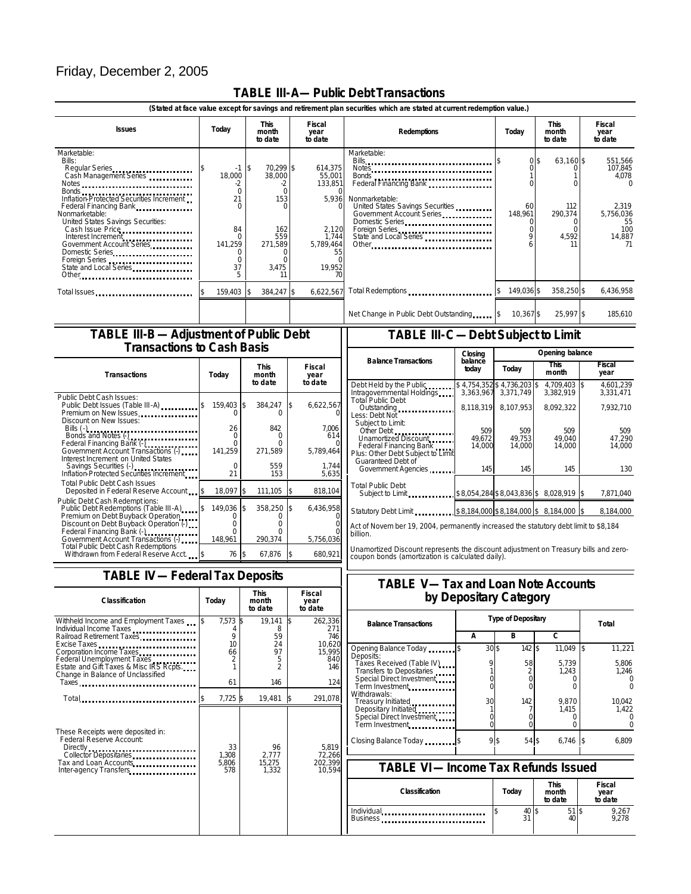Friday, December 2, 2005

## TABLE III-A— Public Debt Transactions

(Stated at face value except for savings and retirement plan securities which are stated at current redemption value.)

| Issues | Today | This month to date | Fiscal year to date | Redemptions | Today | This month to date | Fiscal year to date |
|---|---|---|---|---|---|---|---|
| Marketable: | | | | Marketable: | | | |
| Bills: | | | | Bills | $ 0 | $ 63,160 | $ 551,566 |
| Regular Series | $ -1 | $ 70,299 | $ 614,375 | Notes | 0 | 0 | 107,845 |
| Cash Management Series | 18,000 | 38,000 | 55,001 | Bonds | 1 | 1 | 4,078 |
| Notes | -2 | -2 | 133,851 | Federal Financing Bank | 0 | 0 | 0 |
| Bonds | 0 | 0 | 0 | | | | |
| Inflation-Protected Securities Increment | 21 | 153 | 5,936 | Nonmarketable: | | | |
| Federal Financing Bank | 0 | 0 | 0 | United States Savings Securities | 60 | 112 | 2,319 |
| Nonmarketable: | | | | Government Account Series | 148,961 | 290,374 | 5,756,036 |
| United States Savings Securities: | | | | Domestic Series | 0 | 0 | 55 |
| Cash Issue Price | 84 | 162 | 2,120 | Foreign Series | 0 | 0 | 100 |
| Interest Increment | 0 | 559 | 1,744 | State and Local Series | 9 | 4,592 | 14,887 |
| Government Account Series | 141,259 | 271,589 | 5,789,464 | Other | 6 | 11 | 71 |
| Domestic Series | 0 | 0 | 55 | | | | |
| Foreign Series | 0 | 0 | 0 | | | | |
| State and Local Series | 37 | 3,475 | 19,952 | | | | |
| Other | 5 | 11 | 70 | | | | |
| Total Issues | $ 159,403 | $ 384,247 | $ 6,622,567 | Total Redemptions | $ 149,036 | $ 358,250 | $ 6,436,958 |
| | | | | Net Change in Public Debt Outstanding | $ 10,367 | $ 25,997 | $ 185,610 |

## TABLE III-B — Adjustment of Public Debt Transactions to Cash Basis

| Transactions | Today | This month to date | Fiscal year to date |
|---|---|---|---|
| Public Debt Cash Issues: | | | |
| Public Debt Issues (Table III-A) | $ 159,403 | $ 384,247 | $ 6,622,567 |
| Premium on New Issues | 0 | 0 | 0 |
| Discount on New Issues: | | | |
| Bills (-) | 26 | 842 | 7,006 |
| Bonds and Notes (-) | 0 | 0 | 614 |
| Federal Financing Bank (-) | 0 | 0 | 0 |
| Government Account Transactions (-) | 141,259 | 271,589 | 5,789,464 |
| Interest Increment on United States Savings Securities (-) | 0 | 559 | 1,744 |
| Inflation-Protected Securities Increment | 21 | 153 | 5,635 |
| Total Public Debt Cash Issues Deposited in Federal Reserve Account | $ 18,097 | $ 111,105 | $ 818,104 |
| Public Debt Cash Redemptions: | | | |
| Public Debt Redemptions (Table III-A) | $ 149,036 | $ 358,250 | $ 6,436,958 |
| Premium on Debt Buyback Operation | 0 | 0 | 0 |
| Discount on Debt Buyback Operation (-) | 0 | 0 | 0 |
| Federal Financing Bank (-) | 0 | 0 | 0 |
| Government Account Transactions (-) | 148,961 | 290,374 | 5,756,036 |
| Total Public Debt Cash Redemptions Withdrawn from Federal Reserve Acct. | $ 76 | $ 67,876 | $ 680,921 |

## TABLE III-C — Debt Subject to Limit

| Balance Transactions | Closing balance today | Opening balance Today | Opening balance This month | Opening balance Fiscal year |
|---|---|---|---|---|
| Debt Held by the Public | $ 4,754,352 | $ 4,736,203 | $ 4,709,403 | $ 4,601,239 |
| Intragovernmental Holdings | 3,363,967 | 3,371,749 | 3,382,919 | 3,331,471 |
| Total Public Debt Outstanding | 8,118,319 | 8,107,953 | 8,092,322 | 7,932,710 |
| Less: Debt Not Subject to Limit: | | | | |
| Other Debt | 509 | 509 | 509 | 509 |
| Unamortized Discount | 49,672 | 49,753 | 49,040 | 47,290 |
| Federal Financing Bank | 14,000 | 14,000 | 14,000 | 14,000 |
| Plus: Other Debt Subject to Limit Guaranteed Debt of Government Agencies | 145 | 145 | 145 | 130 |
| Total Public Debt Subject to Limit | $ 8,054,284 | $ 8,043,836 | $ 8,028,919 | $ 7,871,040 |
| Statutory Debt Limit | $ 8,184,000 | $ 8,184,000 | $ 8,184,000 | $ 8,184,000 |

Act of November 19, 2004, permanently increased the statutory debt limit to $8,184 billion.

Unamortized Discount represents the discount adjustment on Treasury bills and zero-coupon bonds (amortization is calculated daily).

## TABLE IV — Federal Tax Deposits

| Classification | Today | This month to date | Fiscal year to date |
|---|---|---|---|
| Withheld Income and Employment Taxes | $ 7,573 | $ 19,141 | $ 262,336 |
| Individual Income Taxes | 4 | 8 | 271 |
| Railroad Retirement Taxes | 9 | 59 | 746 |
| Excise Taxes | 10 | 24 | 10,620 |
| Corporation Income Taxes | 66 | 97 | 15,995 |
| Federal Unemployment Taxes | 2 | 5 | 840 |
| Estate and Gift Taxes & Misc IRS Rcpts. | 1 | 2 | 146 |
| Change in Balance of Unclassified Taxes | 61 | 146 | 124 |
| Total | $ 7,725 | $ 19,481 | $ 291,078 |
| These Receipts were deposited in: | | | |
| Federal Reserve Account: | | | |
| Directly | 33 | 96 | 5,819 |
| Collector Depositaries | 1,308 | 2,777 | 72,266 |
| Tax and Loan Accounts | 5,806 | 15,275 | 202,399 |
| Inter-agency Transfers | 578 | 1,332 | 10,594 |

## TABLE V — Tax and Loan Note Accounts by Depositary Category

| Balance Transactions | Type of Depositary A | B | C | Total |
|---|---|---|---|---|
| Opening Balance Today | $ 30 | $ 142 | $ 11,049 | $ 11,221 |
| Deposits: | | | | |
| Taxes Received (Table IV) | 9 | 58 | 5,739 | 5,806 |
| Transfers to Depositaries | 1 | 2 | 1,243 | 1,246 |
| Special Direct Investment | 0 | 0 | 0 | 0 |
| Term Investment | 0 | 0 | 0 | 0 |
| Withdrawals: | | | | |
| Treasury Initiated | 30 | 142 | 9,870 | 10,042 |
| Depositary Initiated | 1 | 7 | 1,415 | 1,422 |
| Special Direct Investment | 0 | 0 | 0 | 0 |
| Term Investment | 0 | 0 | 0 | 0 |
| Closing Balance Today | $ 9 | $ 54 | $ 6,746 | $ 6,809 |

## TABLE VI — Income Tax Refunds Issued

| Classification | Today | This month to date | Fiscal year to date |
|---|---|---|---|
| Individual | $ 40 | $ 51 | $ 9,267 |
| Business | 31 | 40 | 9,278 |